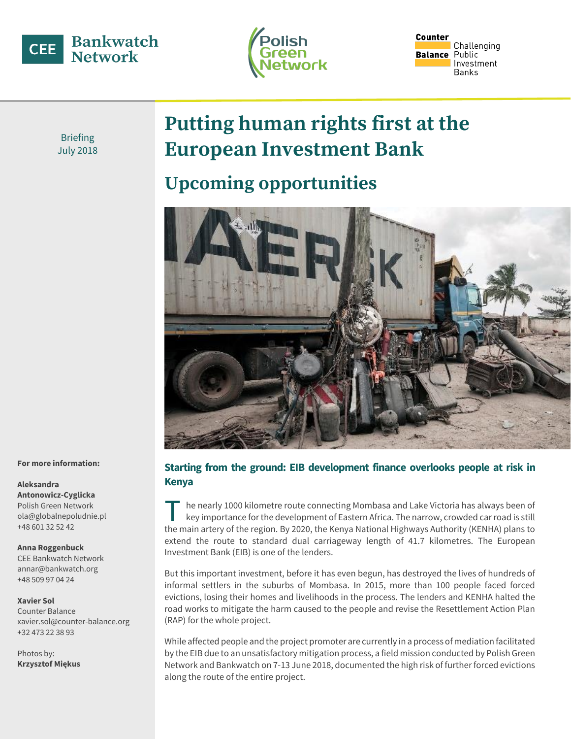Briefing
July 2018

# Putting human rights first at the European Investment Bank

## Upcoming opportunities

### Starting from the ground: EIB development finance overlooks people at risk in Kenya

The nearly 1000 kilometre route connecting Mombasa and Lake Victoria has always been of key importance for the development of Eastern Africa. The narrow, crowded car road is still the main artery of the region. By 2020, the Kenya National Highways Authority (KENHA) plans to extend the route to standard dual carriageway length of 41.7 kilometres. The European Investment Bank (EIB) is one of the lenders.

But this important investment, before it has even begun, has destroyed the lives of hundreds of informal settlers in the suburbs of Mombasa. In 2015, more than 100 people faced forced evictions, losing their homes and livelihoods in the process. The lenders and KENHA halted the road works to mitigate the harm caused to the people and revise the Resettlement Action Plan (RAP) for the whole project.

While affected people and the project promoter are currently in a process of mediation facilitated by the EIB due to an unsatisfactory mitigation process, a field mission conducted by Polish Green Network and Bankwatch on 7-13 June 2018, documented the high risk of further forced evictions along the route of the entire project.

**For more information:**

**Aleksandra Antonowicz-Cyglicka**
Polish Green Network
ola@globalnepoludnie.pl
+48 601 32 52 42

**Anna Roggenbuck**
CEE Bankwatch Network
annar@bankwatch.org
+48 509 97 04 24

**Xavier Sol**
Counter Balance
xavier.sol@counter-balance.org
+32 473 22 38 93

Photos by:
**Krzysztof Miękus**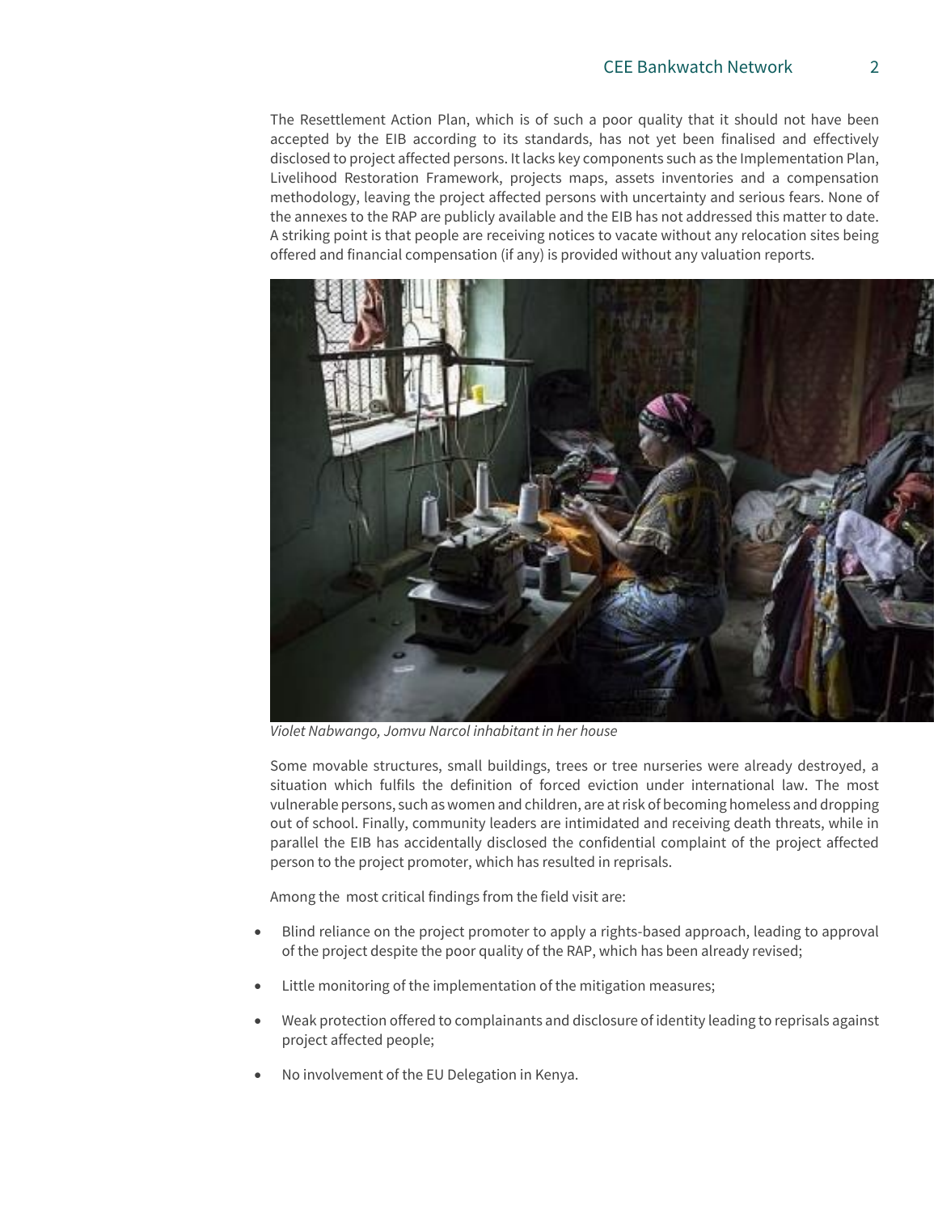The Resettlement Action Plan, which is of such a poor quality that it should not have been accepted by the EIB according to its standards, has not yet been finalised and effectively disclosed to project affected persons. It lacks key components such as the Implementation Plan, Livelihood Restoration Framework, projects maps, assets inventories and a compensation methodology, leaving the project affected persons with uncertainty and serious fears. None of the annexes to the RAP are publicly available and the EIB has not addressed this matter to date. A striking point is that people are receiving notices to vacate without any relocation sites being offered and financial compensation (if any) is provided without any valuation reports.

*Violet Nabwango, Jomvu Narcol inhabitant in her house*

Some movable structures, small buildings, trees or tree nurseries were already destroyed, a situation which fulfils the definition of forced eviction under international law. The most vulnerable persons, such as women and children, are at risk of becoming homeless and dropping out of school. Finally, community leaders are intimidated and receiving death threats, while in parallel the EIB has accidentally disclosed the confidential complaint of the project affected person to the project promoter, which has resulted in reprisals.

Among the most critical findings from the field visit are:

- Blind reliance on the project promoter to apply a rights-based approach, leading to approval of the project despite the poor quality of the RAP, which has been already revised;
- Little monitoring of the implementation of the mitigation measures;
- Weak protection offered to complainants and disclosure of identity leading to reprisals against project affected people;
- No involvement of the EU Delegation in Kenya.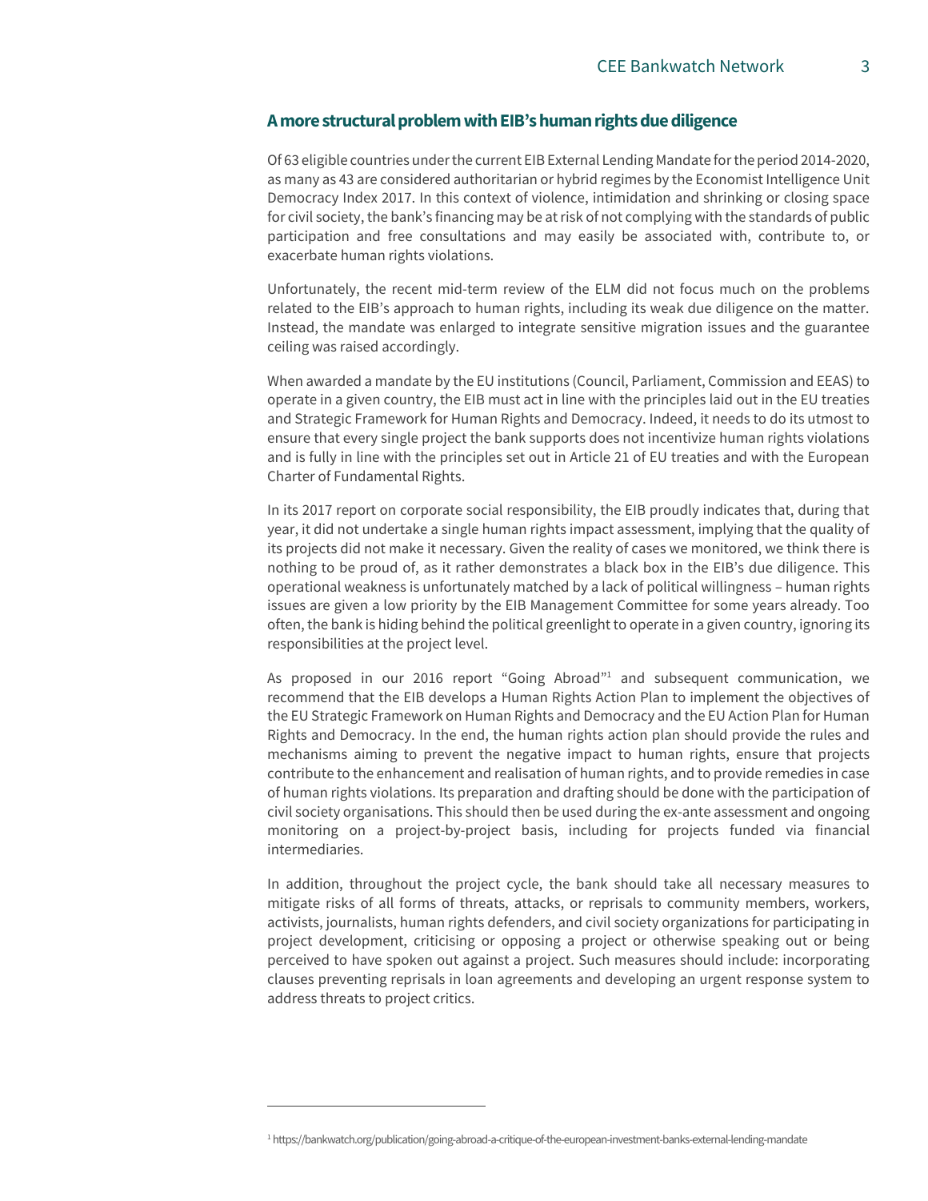## A more structural problem with EIB's human rights due diligence

Of 63 eligible countries under the current EIB External Lending Mandate for the period 2014-2020, as many as 43 are considered authoritarian or hybrid regimes by the Economist Intelligence Unit Democracy Index 2017. In this context of violence, intimidation and shrinking or closing space for civil society, the bank's financing may be at risk of not complying with the standards of public participation and free consultations and may easily be associated with, contribute to, or exacerbate human rights violations.

Unfortunately, the recent mid-term review of the ELM did not focus much on the problems related to the EIB's approach to human rights, including its weak due diligence on the matter. Instead, the mandate was enlarged to integrate sensitive migration issues and the guarantee ceiling was raised accordingly.

When awarded a mandate by the EU institutions (Council, Parliament, Commission and EEAS) to operate in a given country, the EIB must act in line with the principles laid out in the EU treaties and Strategic Framework for Human Rights and Democracy. Indeed, it needs to do its utmost to ensure that every single project the bank supports does not incentivize human rights violations and is fully in line with the principles set out in Article 21 of EU treaties and with the European Charter of Fundamental Rights.

In its 2017 report on corporate social responsibility, the EIB proudly indicates that, during that year, it did not undertake a single human rights impact assessment, implying that the quality of its projects did not make it necessary. Given the reality of cases we monitored, we think there is nothing to be proud of, as it rather demonstrates a black box in the EIB's due diligence. This operational weakness is unfortunately matched by a lack of political willingness – human rights issues are given a low priority by the EIB Management Committee for some years already. Too often, the bank is hiding behind the political greenlight to operate in a given country, ignoring its responsibilities at the project level.

As proposed in our 2016 report "Going Abroad"[1] and subsequent communication, we recommend that the EIB develops a Human Rights Action Plan to implement the objectives of the EU Strategic Framework on Human Rights and Democracy and the EU Action Plan for Human Rights and Democracy. In the end, the human rights action plan should provide the rules and mechanisms aiming to prevent the negative impact to human rights, ensure that projects contribute to the enhancement and realisation of human rights, and to provide remedies in case of human rights violations. Its preparation and drafting should be done with the participation of civil society organisations. This should then be used during the ex-ante assessment and ongoing monitoring on a project-by-project basis, including for projects funded via financial intermediaries.

In addition, throughout the project cycle, the bank should take all necessary measures to mitigate risks of all forms of threats, attacks, or reprisals to community members, workers, activists, journalists, human rights defenders, and civil society organizations for participating in project development, criticising or opposing a project or otherwise speaking out or being perceived to have spoken out against a project. Such measures should include: incorporating clauses preventing reprisals in loan agreements and developing an urgent response system to address threats to project critics.

---

[1] https://bankwatch.org/publication/going-abroad-a-critique-of-the-european-investment-banks-external-lending-mandate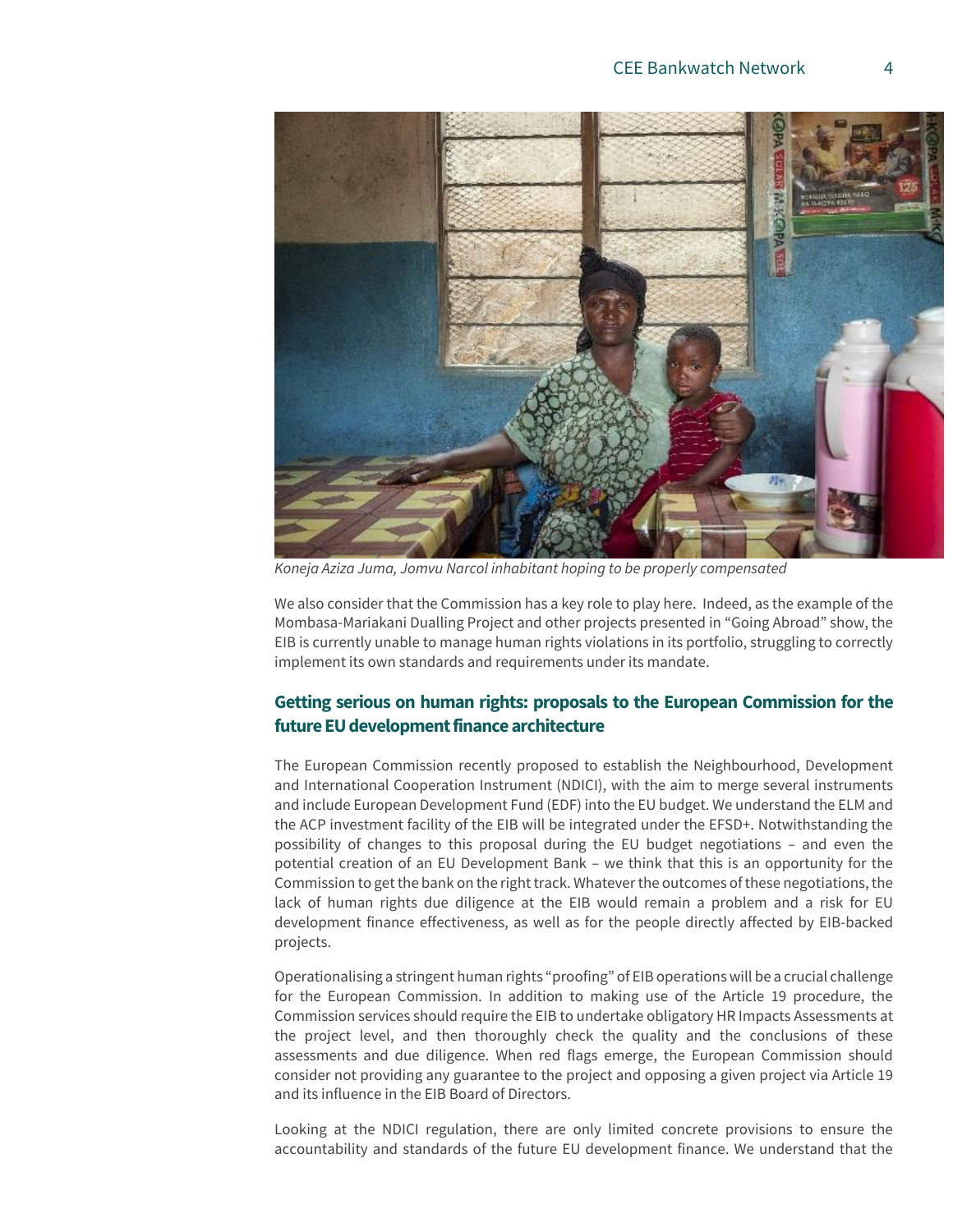*Koneja Aziza Juma, Jomvu Narcol inhabitant hoping to be properly compensated*

We also consider that the Commission has a key role to play here. Indeed, as the example of the Mombasa-Mariakani Dualling Project and other projects presented in "Going Abroad" show, the EIB is currently unable to manage human rights violations in its portfolio, struggling to correctly implement its own standards and requirements under its mandate.

## Getting serious on human rights: proposals to the European Commission for the future EU development finance architecture

The European Commission recently proposed to establish the Neighbourhood, Development and International Cooperation Instrument (NDICI), with the aim to merge several instruments and include European Development Fund (EDF) into the EU budget. We understand the ELM and the ACP investment facility of the EIB will be integrated under the EFSD+. Notwithstanding the possibility of changes to this proposal during the EU budget negotiations – and even the potential creation of an EU Development Bank – we think that this is an opportunity for the Commission to get the bank on the right track. Whatever the outcomes of these negotiations, the lack of human rights due diligence at the EIB would remain a problem and a risk for EU development finance effectiveness, as well as for the people directly affected by EIB-backed projects.

Operationalising a stringent human rights "proofing" of EIB operations will be a crucial challenge for the European Commission. In addition to making use of the Article 19 procedure, the Commission services should require the EIB to undertake obligatory HR Impacts Assessments at the project level, and then thoroughly check the quality and the conclusions of these assessments and due diligence. When red flags emerge, the European Commission should consider not providing any guarantee to the project and opposing a given project via Article 19 and its influence in the EIB Board of Directors.

Looking at the NDICI regulation, there are only limited concrete provisions to ensure the accountability and standards of the future EU development finance. We understand that the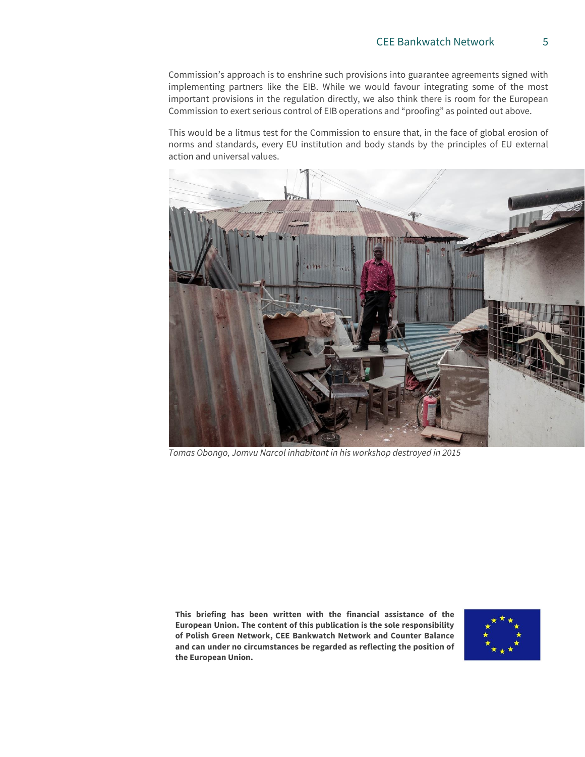Commission's approach is to enshrine such provisions into guarantee agreements signed with implementing partners like the EIB. While we would favour integrating some of the most important provisions in the regulation directly, we also think there is room for the European Commission to exert serious control of EIB operations and "proofing" as pointed out above.

This would be a litmus test for the Commission to ensure that, in the face of global erosion of norms and standards, every EU institution and body stands by the principles of EU external action and universal values.

*Tomas Obongo, Jomvu Narcol inhabitant in his workshop destroyed in 2015*

**This briefing has been written with the financial assistance of the European Union. The content of this publication is the sole responsibility of Polish Green Network, CEE Bankwatch Network and Counter Balance and can under no circumstances be regarded as reflecting the position of the European Union.**